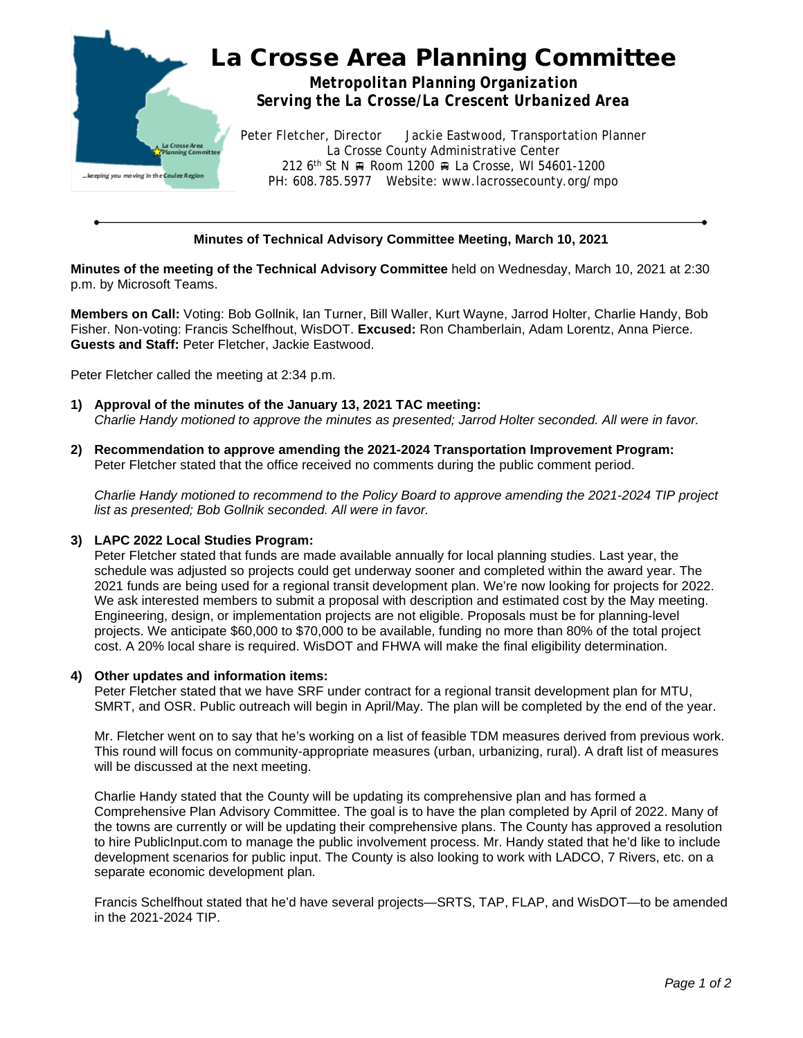# La Crosse Area Planning Committee

**Metropolitan Planning Organization**
**Serving the La Crosse/La Crescent Urbanized Area**

Peter Fletcher, Director     Jackie Eastwood, Transportation Planner
La Crosse County Administrative Center
212 6th St N ■ Room 1200 ■ La Crosse, WI 54601-1200
PH: 608.785.5977   Website: www.lacrossecounty.org/mpo

---

## Minutes of Technical Advisory Committee Meeting, March 10, 2021

**Minutes of the meeting of the Technical Advisory Committee** held on Wednesday, March 10, 2021 at 2:30 p.m. by Microsoft Teams.

**Members on Call:** Voting: Bob Gollnik, Ian Turner, Bill Waller, Kurt Wayne, Jarrod Holter, Charlie Handy, Bob Fisher. Non-voting: Francis Schelfhout, WisDOT. **Excused:** Ron Chamberlain, Adam Lorentz, Anna Pierce. **Guests and Staff:** Peter Fletcher, Jackie Eastwood.

Peter Fletcher called the meeting at 2:34 p.m.

1) **Approval of the minutes of the January 13, 2021 TAC meeting:**
*Charlie Handy motioned to approve the minutes as presented; Jarrod Holter seconded. All were in favor.*

2) **Recommendation to approve amending the 2021-2024 Transportation Improvement Program:**
Peter Fletcher stated that the office received no comments during the public comment period.

*Charlie Handy motioned to recommend to the Policy Board to approve amending the 2021-2024 TIP project list as presented; Bob Gollnik seconded. All were in favor.*

3) **LAPC 2022 Local Studies Program:**
Peter Fletcher stated that funds are made available annually for local planning studies. Last year, the schedule was adjusted so projects could get underway sooner and completed within the award year. The 2021 funds are being used for a regional transit development plan. We're now looking for projects for 2022. We ask interested members to submit a proposal with description and estimated cost by the May meeting. Engineering, design, or implementation projects are not eligible. Proposals must be for planning-level projects. We anticipate $60,000 to $70,000 to be available, funding no more than 80% of the total project cost. A 20% local share is required. WisDOT and FHWA will make the final eligibility determination.

4) **Other updates and information items:**
Peter Fletcher stated that we have SRF under contract for a regional transit development plan for MTU, SMRT, and OSR. Public outreach will begin in April/May. The plan will be completed by the end of the year.

Mr. Fletcher went on to say that he's working on a list of feasible TDM measures derived from previous work. This round will focus on community-appropriate measures (urban, urbanizing, rural). A draft list of measures will be discussed at the next meeting.

Charlie Handy stated that the County will be updating its comprehensive plan and has formed a Comprehensive Plan Advisory Committee. The goal is to have the plan completed by April of 2022. Many of the towns are currently or will be updating their comprehensive plans. The County has approved a resolution to hire PublicInput.com to manage the public involvement process. Mr. Handy stated that he'd like to include development scenarios for public input. The County is also looking to work with LADCO, 7 Rivers, etc. on a separate economic development plan.

Francis Schelfhout stated that he'd have several projects—SRTS, TAP, FLAP, and WisDOT—to be amended in the 2021-2024 TIP.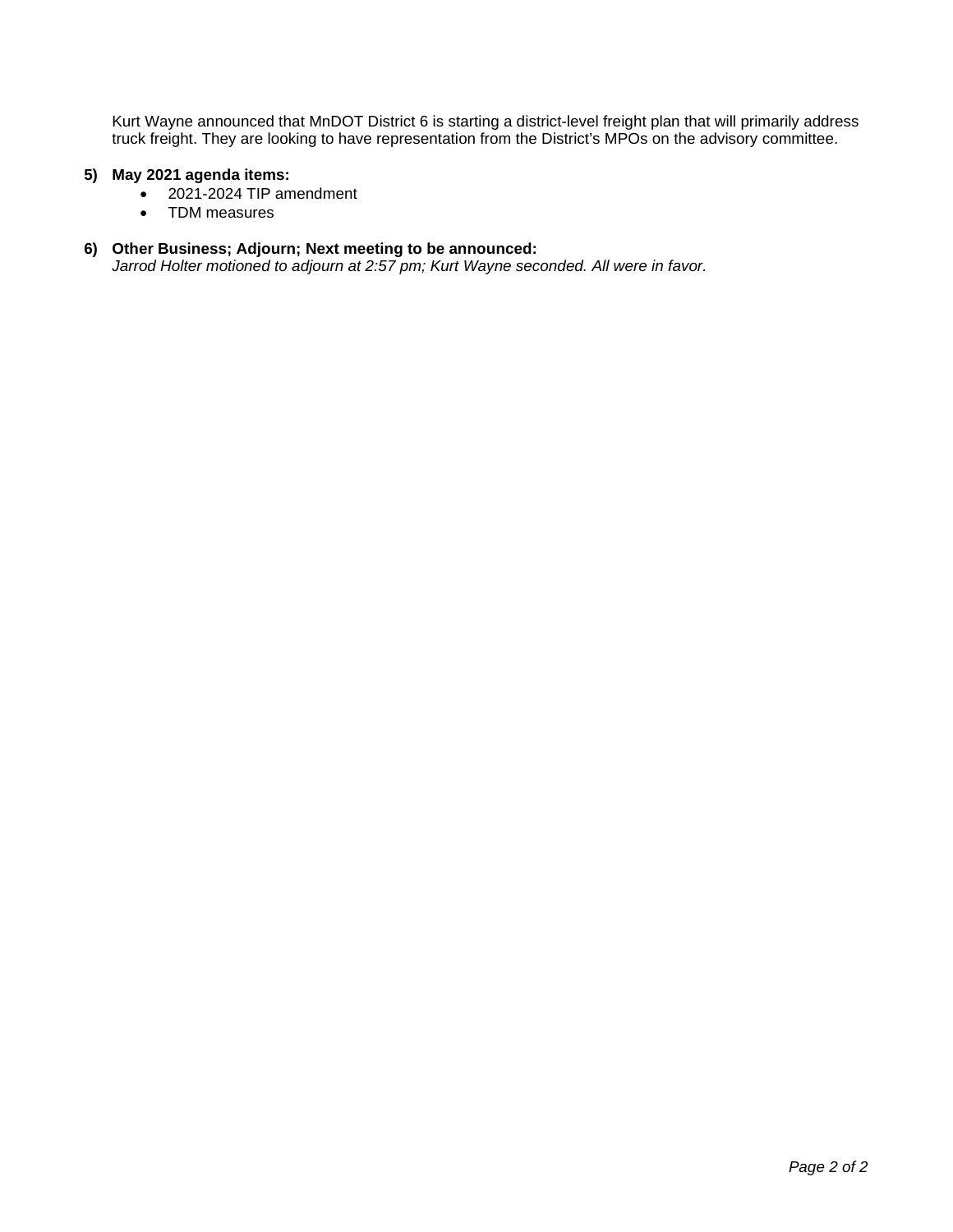Kurt Wayne announced that MnDOT District 6 is starting a district-level freight plan that will primarily address truck freight. They are looking to have representation from the District's MPOs on the advisory committee.

**5) May 2021 agenda items:**

- 2021-2024 TIP amendment
- TDM measures

**6) Other Business; Adjourn; Next meeting to be announced:**

*Jarrod Holter motioned to adjourn at 2:57 pm; Kurt Wayne seconded. All were in favor.*